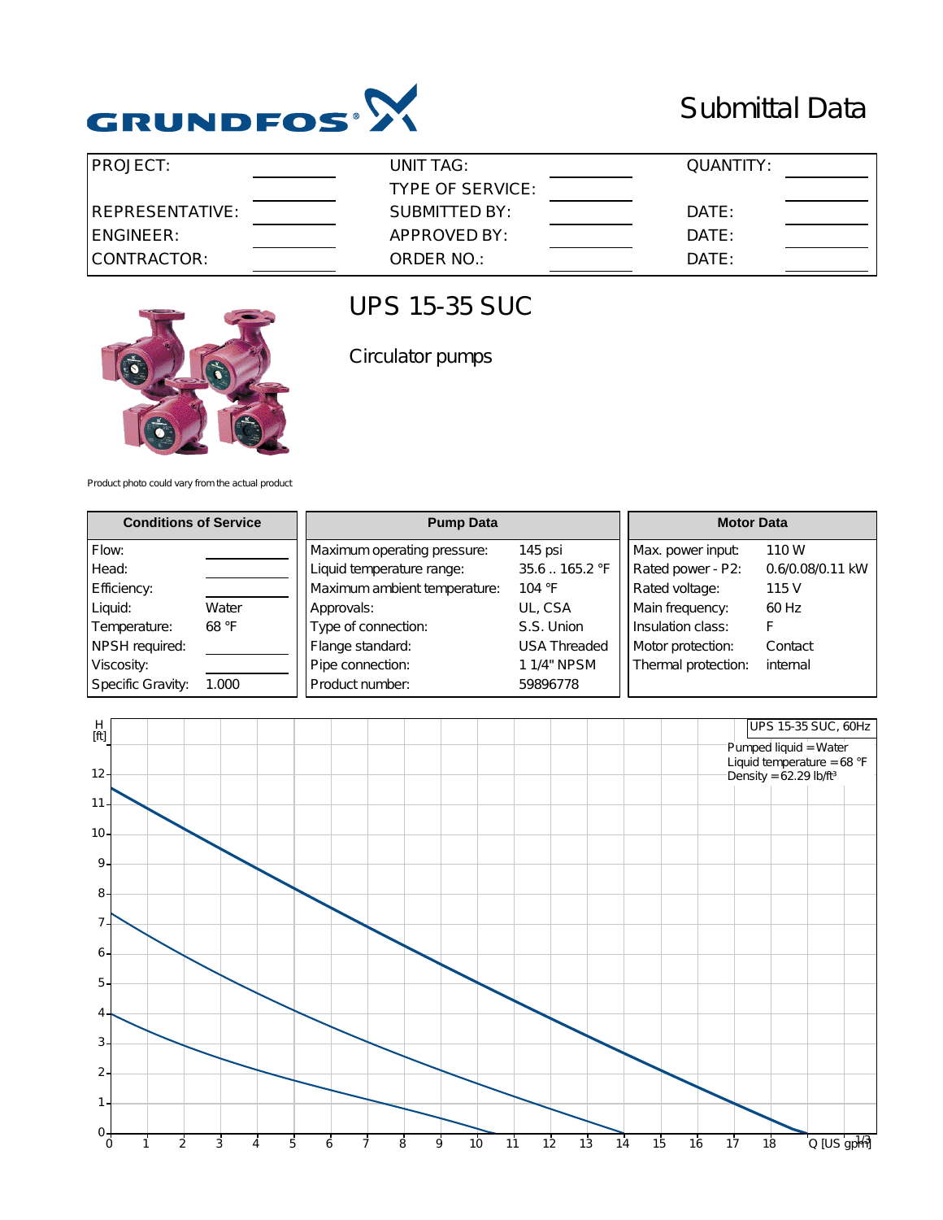GRUNDFOS

# Submittal Data

| PROJECT: | | UNIT TAG: | | QUANTITY: | |
|---|---|---|---|---|---|
| | | TYPE OF SERVICE: | | | |
| REPRESENTATIVE: | | SUBMITTED BY: | | DATE: | |
| ENGINEER: | | APPROVED BY: | | DATE: | |
| CONTRACTOR: | | ORDER NO.: | | DATE: | |

## UPS 15-35 SUC

Circulator pumps

Product photo could vary from the actual product

| Conditions of Service | |
|---|---|
| Flow: | |
| Head: | |
| Efficiency: | |
| Liquid: | Water |
| Temperature: | 68 °F |
| NPSH required: | |
| Viscosity: | |
| Specific Gravity: | 1.000 |

| Pump Data | |
|---|---|
| Maximum operating pressure: | 145 psi |
| Liquid temperature range: | 35.6 .. 165.2 °F |
| Maximum ambient temperature: | 104 °F |
| Approvals: | UL, CSA |
| Type of connection: | S.S. Union |
| Flange standard: | USA Threaded |
| Pipe connection: | 1 1/4" NPSM |
| Product number: | 59896778 |

| Motor Data | |
|---|---|
| Max. power input: | 110 W |
| Rated power - P2: | 0.6/0.08/0.11 kW |
| Rated voltage: | 115 V |
| Main frequency: | 60 Hz |
| Insulation class: | F |
| Motor protection: | Contact |
| Thermal protection: | internal |

UPS 15-35 SUC, 60Hz

Pumped liquid = Water
Liquid temperature = 68 °F
Density = 62.29 lb/ft³

H [ft] vs. Q [US gpm]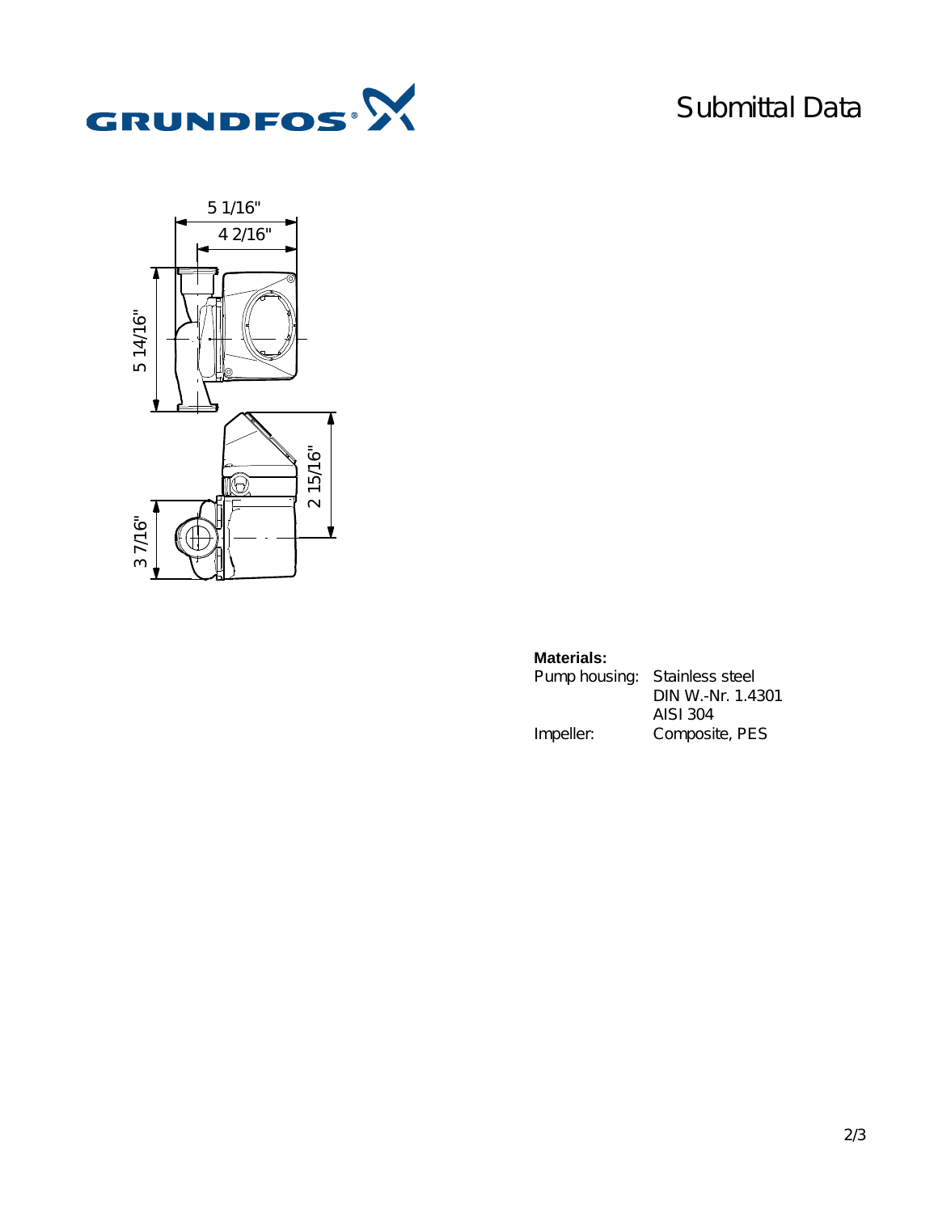# Submittal Data

5 1/16"

4 2/16"

5 14/16"

2 15/16"

3 7/16"

**Materials:**

| | |
|---|---|
| Pump housing: | Stainless steel<br>DIN W.-Nr. 1.4301<br>AISI 304 |
| Impeller: | Composite, PES |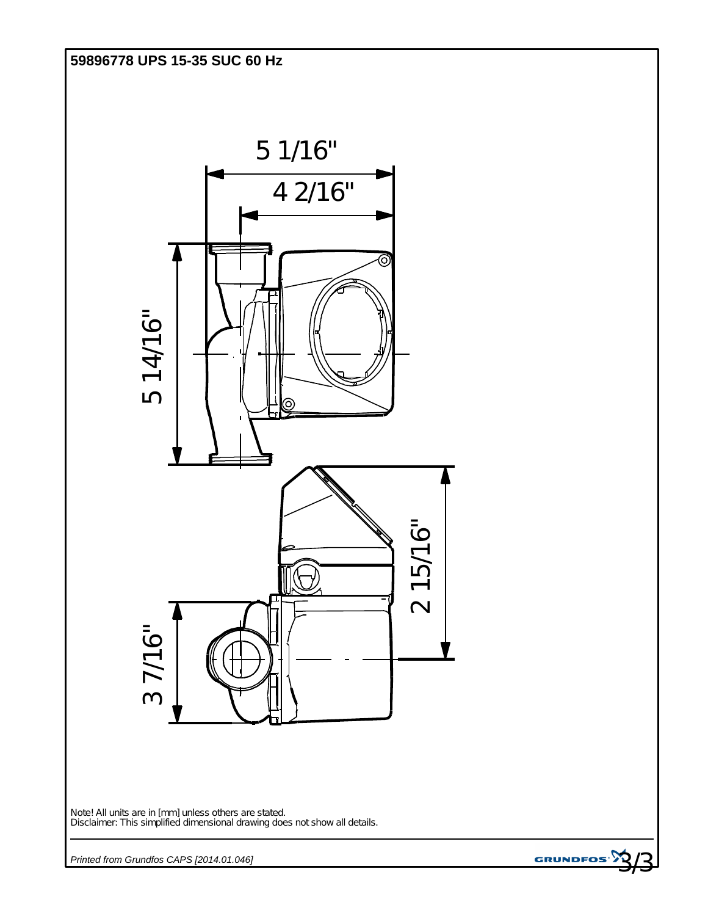**59896778 UPS 15-35 SUC 60 Hz**

5 1/16"

4 2/16"

5 14/16"

2 15/16"

3 7/16"

Note! All units are in [mm] unless others are stated.
Disclaimer: This simplified dimensional drawing does not show all details.

*Printed from Grundfos CAPS [2014.01.046]*